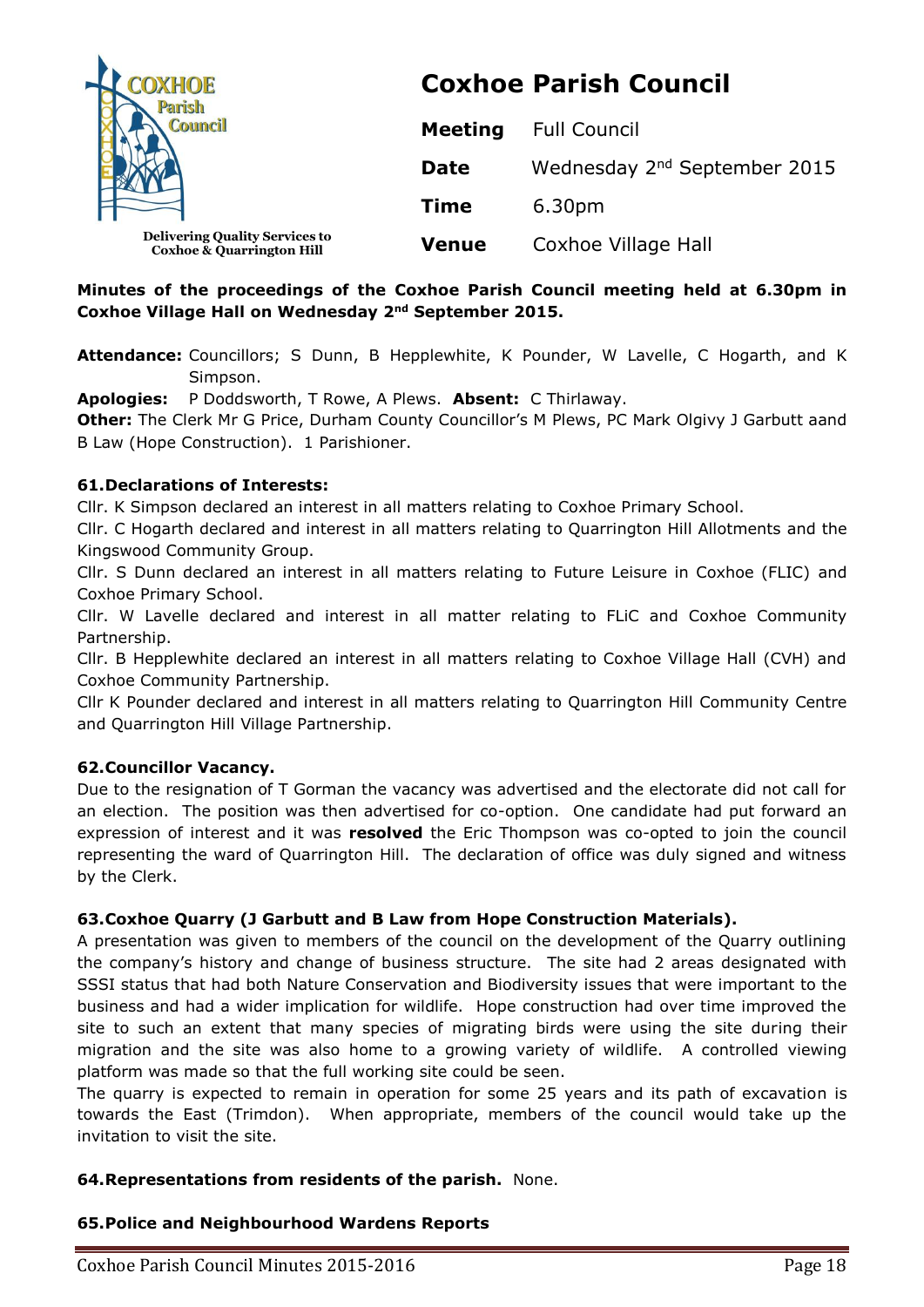COXHOE Parish Council

Delivering Quality Services to Coxhoe & Quarrington Hill

# Coxhoe Parish Council

| | |
|---|---|
| **Meeting** | Full Council |
| **Date** | Wednesday 2nd September 2015 |
| **Time** | 6.30pm |
| **Venue** | Coxhoe Village Hall |

**Minutes of the proceedings of the Coxhoe Parish Council meeting held at 6.30pm in Coxhoe Village Hall on Wednesday 2nd September 2015.**

**Attendance:** Councillors; S Dunn, B Hepplewhite, K Pounder, W Lavelle, C Hogarth, and K Simpson.

**Apologies:** P Doddsworth, T Rowe, A Plews. **Absent:** C Thirlaway.

**Other:** The Clerk Mr G Price, Durham County Councillor's M Plews, PC Mark Olgivy J Garbutt aand B Law (Hope Construction). 1 Parishioner.

**61.Declarations of Interests:**

Cllr. K Simpson declared an interest in all matters relating to Coxhoe Primary School.

Cllr. C Hogarth declared and interest in all matters relating to Quarrington Hill Allotments and the Kingswood Community Group.

Cllr. S Dunn declared an interest in all matters relating to Future Leisure in Coxhoe (FLIC) and Coxhoe Primary School.

Cllr. W Lavelle declared and interest in all matter relating to FLiC and Coxhoe Community Partnership.

Cllr. B Hepplewhite declared an interest in all matters relating to Coxhoe Village Hall (CVH) and Coxhoe Community Partnership.

Cllr K Pounder declared and interest in all matters relating to Quarrington Hill Community Centre and Quarrington Hill Village Partnership.

**62.Councillor Vacancy.**

Due to the resignation of T Gorman the vacancy was advertised and the electorate did not call for an election. The position was then advertised for co-option. One candidate had put forward an expression of interest and it was **resolved** the Eric Thompson was co-opted to join the council representing the ward of Quarrington Hill. The declaration of office was duly signed and witness by the Clerk.

**63.Coxhoe Quarry (J Garbutt and B Law from Hope Construction Materials).**

A presentation was given to members of the council on the development of the Quarry outlining the company's history and change of business structure. The site had 2 areas designated with SSSI status that had both Nature Conservation and Biodiversity issues that were important to the business and had a wider implication for wildlife. Hope construction had over time improved the site to such an extent that many species of migrating birds were using the site during their migration and the site was also home to a growing variety of wildlife. A controlled viewing platform was made so that the full working site could be seen.

The quarry is expected to remain in operation for some 25 years and its path of excavation is towards the East (Trimdon). When appropriate, members of the council would take up the invitation to visit the site.

**64.Representations from residents of the parish.** None.

**65.Police and Neighbourhood Wardens Reports**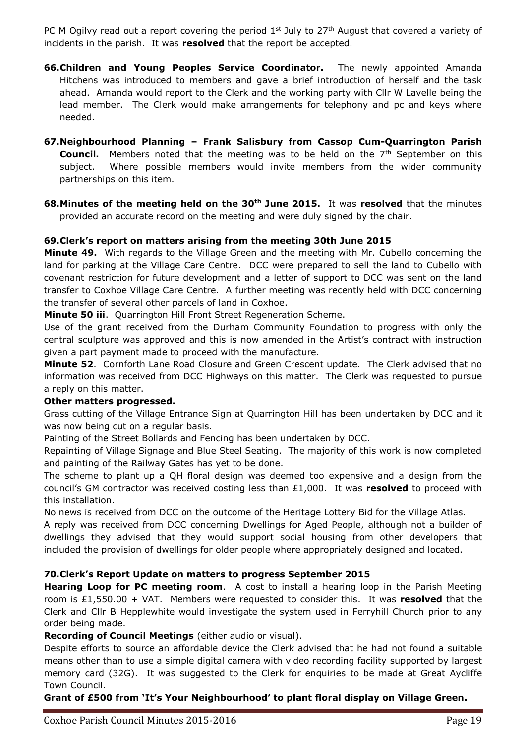PC M Ogilvy read out a report covering the period 1st July to 27th August that covered a variety of incidents in the parish. It was **resolved** that the report be accepted.

**66. Children and Young Peoples Service Coordinator.** The newly appointed Amanda Hitchens was introduced to members and gave a brief introduction of herself and the task ahead. Amanda would report to the Clerk and the working party with Cllr W Lavelle being the lead member. The Clerk would make arrangements for telephony and pc and keys where needed.

**67. Neighbourhood Planning – Frank Salisbury from Cassop Cum-Quarrington Parish Council.** Members noted that the meeting was to be held on the 7th September on this subject. Where possible members would invite members from the wider community partnerships on this item.

**68. Minutes of the meeting held on the 30th June 2015.** It was **resolved** that the minutes provided an accurate record on the meeting and were duly signed by the chair.

**69. Clerk's report on matters arising from the meeting 30th June 2015**

**Minute 49.** With regards to the Village Green and the meeting with Mr. Cubello concerning the land for parking at the Village Care Centre. DCC were prepared to sell the land to Cubello with covenant restriction for future development and a letter of support to DCC was sent on the land transfer to Coxhoe Village Care Centre. A further meeting was recently held with DCC concerning the transfer of several other parcels of land in Coxhoe.

**Minute 50 iii**. Quarrington Hill Front Street Regeneration Scheme.

Use of the grant received from the Durham Community Foundation to progress with only the central sculpture was approved and this is now amended in the Artist's contract with instruction given a part payment made to proceed with the manufacture.

**Minute 52**. Cornforth Lane Road Closure and Green Crescent update. The Clerk advised that no information was received from DCC Highways on this matter. The Clerk was requested to pursue a reply on this matter.

**Other matters progressed.**

Grass cutting of the Village Entrance Sign at Quarrington Hill has been undertaken by DCC and it was now being cut on a regular basis.

Painting of the Street Bollards and Fencing has been undertaken by DCC.

Repainting of Village Signage and Blue Steel Seating. The majority of this work is now completed and painting of the Railway Gates has yet to be done.

The scheme to plant up a QH floral design was deemed too expensive and a design from the council's GM contractor was received costing less than £1,000. It was **resolved** to proceed with this installation.

No news is received from DCC on the outcome of the Heritage Lottery Bid for the Village Atlas.

A reply was received from DCC concerning Dwellings for Aged People, although not a builder of dwellings they advised that they would support social housing from other developers that included the provision of dwellings for older people where appropriately designed and located.

**70. Clerk's Report Update on matters to progress September 2015**

**Hearing Loop for PC meeting room**. A cost to install a hearing loop in the Parish Meeting room is £1,550.00 + VAT. Members were requested to consider this. It was **resolved** that the Clerk and Cllr B Hepplewhite would investigate the system used in Ferryhill Church prior to any order being made.

**Recording of Council Meetings** (either audio or visual).

Despite efforts to source an affordable device the Clerk advised that he had not found a suitable means other than to use a simple digital camera with video recording facility supported by largest memory card (32G). It was suggested to the Clerk for enquiries to be made at Great Aycliffe Town Council.

**Grant of £500 from 'It's Your Neighbourhood' to plant floral display on Village Green.**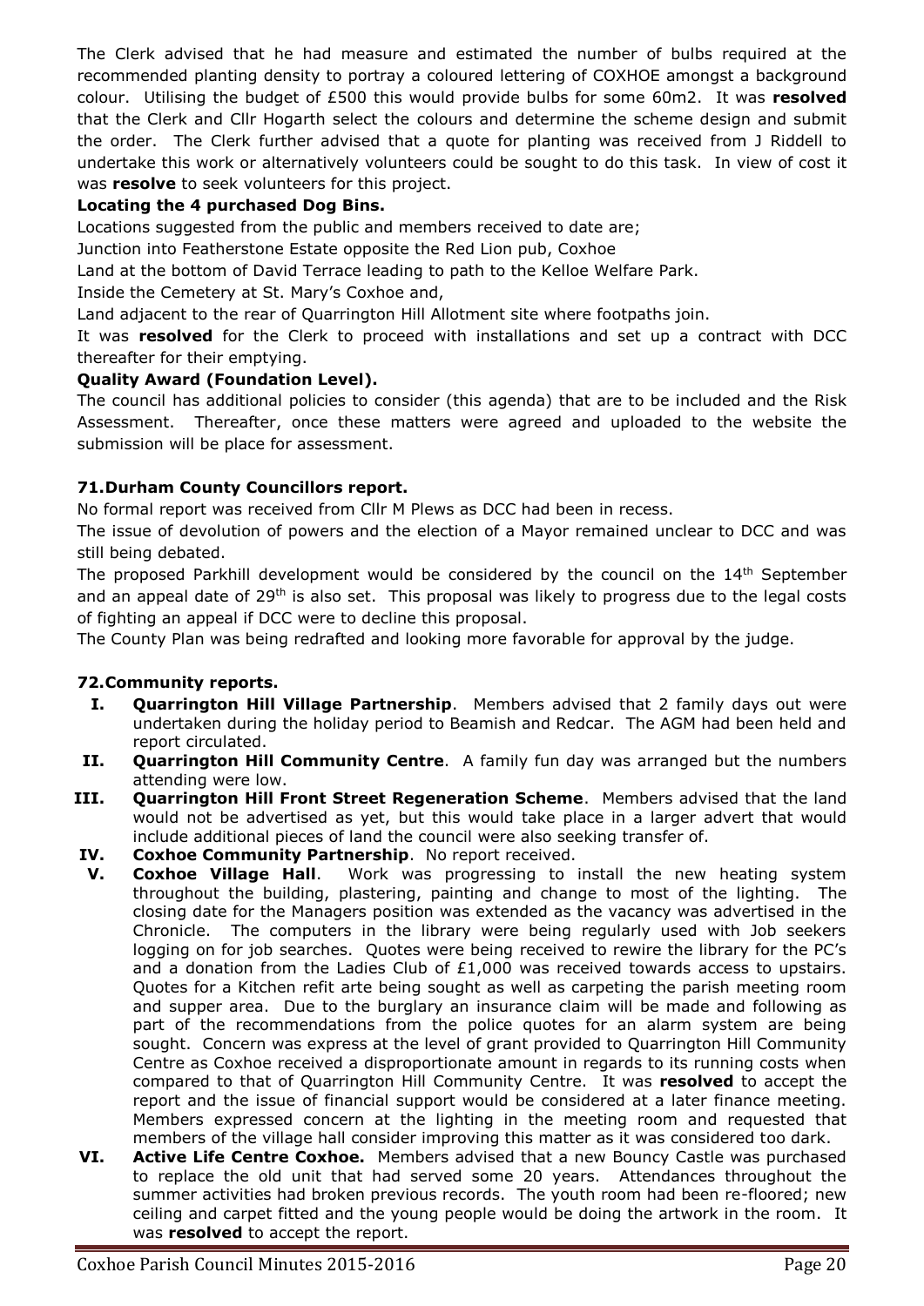The Clerk advised that he had measure and estimated the number of bulbs required at the recommended planting density to portray a coloured lettering of COXHOE amongst a background colour. Utilising the budget of £500 this would provide bulbs for some 60m2. It was **resolved** that the Clerk and Cllr Hogarth select the colours and determine the scheme design and submit the order. The Clerk further advised that a quote for planting was received from J Riddell to undertake this work or alternatively volunteers could be sought to do this task. In view of cost it was **resolve** to seek volunteers for this project.

**Locating the 4 purchased Dog Bins.**

Locations suggested from the public and members received to date are;

Junction into Featherstone Estate opposite the Red Lion pub, Coxhoe

Land at the bottom of David Terrace leading to path to the Kelloe Welfare Park.

Inside the Cemetery at St. Mary's Coxhoe and,

Land adjacent to the rear of Quarrington Hill Allotment site where footpaths join.

It was **resolved** for the Clerk to proceed with installations and set up a contract with DCC thereafter for their emptying.

**Quality Award (Foundation Level).**

The council has additional policies to consider (this agenda) that are to be included and the Risk Assessment. Thereafter, once these matters were agreed and uploaded to the website the submission will be place for assessment.

## 71. Durham County Councillors report.

No formal report was received from Cllr M Plews as DCC had been in recess.

The issue of devolution of powers and the election of a Mayor remained unclear to DCC and was still being debated.

The proposed Parkhill development would be considered by the council on the 14th September and an appeal date of 29th is also set. This proposal was likely to progress due to the legal costs of fighting an appeal if DCC were to decline this proposal.

The County Plan was being redrafted and looking more favorable for approval by the judge.

## 72. Community reports.

I. **Quarrington Hill Village Partnership**. Members advised that 2 family days out were undertaken during the holiday period to Beamish and Redcar. The AGM had been held and report circulated.

II. **Quarrington Hill Community Centre**. A family fun day was arranged but the numbers attending were low.

III. **Quarrington Hill Front Street Regeneration Scheme**. Members advised that the land would not be advertised as yet, but this would take place in a larger advert that would include additional pieces of land the council were also seeking transfer of.

IV. **Coxhoe Community Partnership**. No report received.

V. **Coxhoe Village Hall**. Work was progressing to install the new heating system throughout the building, plastering, painting and change to most of the lighting. The closing date for the Managers position was extended as the vacancy was advertised in the Chronicle. The computers in the library were being regularly used with Job seekers logging on for job searches. Quotes were being received to rewire the library for the PC's and a donation from the Ladies Club of £1,000 was received towards access to upstairs. Quotes for a Kitchen refit arte being sought as well as carpeting the parish meeting room and supper area. Due to the burglary an insurance claim will be made and following as part of the recommendations from the police quotes for an alarm system are being sought. Concern was express at the level of grant provided to Quarrington Hill Community Centre as Coxhoe received a disproportionate amount in regards to its running costs when compared to that of Quarrington Hill Community Centre. It was **resolved** to accept the report and the issue of financial support would be considered at a later finance meeting. Members expressed concern at the lighting in the meeting room and requested that members of the village hall consider improving this matter as it was considered too dark.

VI. **Active Life Centre Coxhoe.** Members advised that a new Bouncy Castle was purchased to replace the old unit that had served some 20 years. Attendances throughout the summer activities had broken previous records. The youth room had been re-floored; new ceiling and carpet fitted and the young people would be doing the artwork in the room. It was **resolved** to accept the report.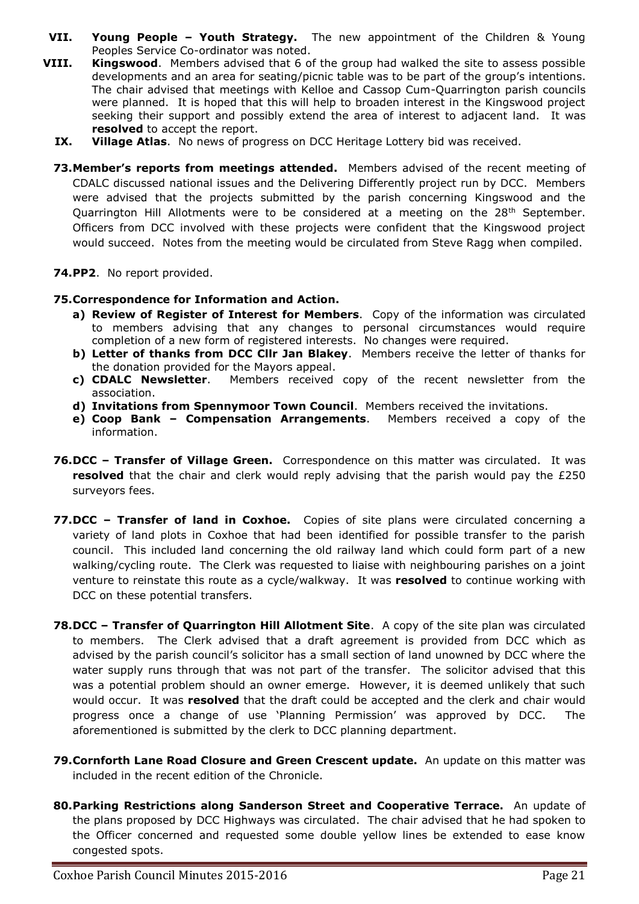VII. **Young People – Youth Strategy.** The new appointment of the Children & Young Peoples Service Co-ordinator was noted.

VIII. **Kingswood**. Members advised that 6 of the group had walked the site to assess possible developments and an area for seating/picnic table was to be part of the group's intentions. The chair advised that meetings with Kelloe and Cassop Cum-Quarrington parish councils were planned. It is hoped that this will help to broaden interest in the Kingswood project seeking their support and possibly extend the area of interest to adjacent land. It was **resolved** to accept the report.

IX. **Village Atlas**. No news of progress on DCC Heritage Lottery bid was received.

**73. Member's reports from meetings attended.** Members advised of the recent meeting of CDALC discussed national issues and the Delivering Differently project run by DCC. Members were advised that the projects submitted by the parish concerning Kingswood and the Quarrington Hill Allotments were to be considered at a meeting on the 28th September. Officers from DCC involved with these projects were confident that the Kingswood project would succeed. Notes from the meeting would be circulated from Steve Ragg when compiled.

**74. PP2**. No report provided.

**75. Correspondence for Information and Action.**

a) **Review of Register of Interest for Members**. Copy of the information was circulated to members advising that any changes to personal circumstances would require completion of a new form of registered interests. No changes were required.
b) **Letter of thanks from DCC Cllr Jan Blakey**. Members receive the letter of thanks for the donation provided for the Mayors appeal.
c) **CDALC Newsletter**. Members received copy of the recent newsletter from the association.
d) **Invitations from Spennymoor Town Council**. Members received the invitations.
e) **Coop Bank – Compensation Arrangements**. Members received a copy of the information.

**76. DCC – Transfer of Village Green.** Correspondence on this matter was circulated. It was **resolved** that the chair and clerk would reply advising that the parish would pay the £250 surveyors fees.

**77. DCC – Transfer of land in Coxhoe.** Copies of site plans were circulated concerning a variety of land plots in Coxhoe that had been identified for possible transfer to the parish council. This included land concerning the old railway land which could form part of a new walking/cycling route. The Clerk was requested to liaise with neighbouring parishes on a joint venture to reinstate this route as a cycle/walkway. It was **resolved** to continue working with DCC on these potential transfers.

**78. DCC – Transfer of Quarrington Hill Allotment Site**. A copy of the site plan was circulated to members. The Clerk advised that a draft agreement is provided from DCC which as advised by the parish council's solicitor has a small section of land unowned by DCC where the water supply runs through that was not part of the transfer. The solicitor advised that this was a potential problem should an owner emerge. However, it is deemed unlikely that such would occur. It was **resolved** that the draft could be accepted and the clerk and chair would progress once a change of use 'Planning Permission' was approved by DCC. The aforementioned is submitted by the clerk to DCC planning department.

**79. Cornforth Lane Road Closure and Green Crescent update.** An update on this matter was included in the recent edition of the Chronicle.

**80. Parking Restrictions along Sanderson Street and Cooperative Terrace.** An update of the plans proposed by DCC Highways was circulated. The chair advised that he had spoken to the Officer concerned and requested some double yellow lines be extended to ease know congested spots.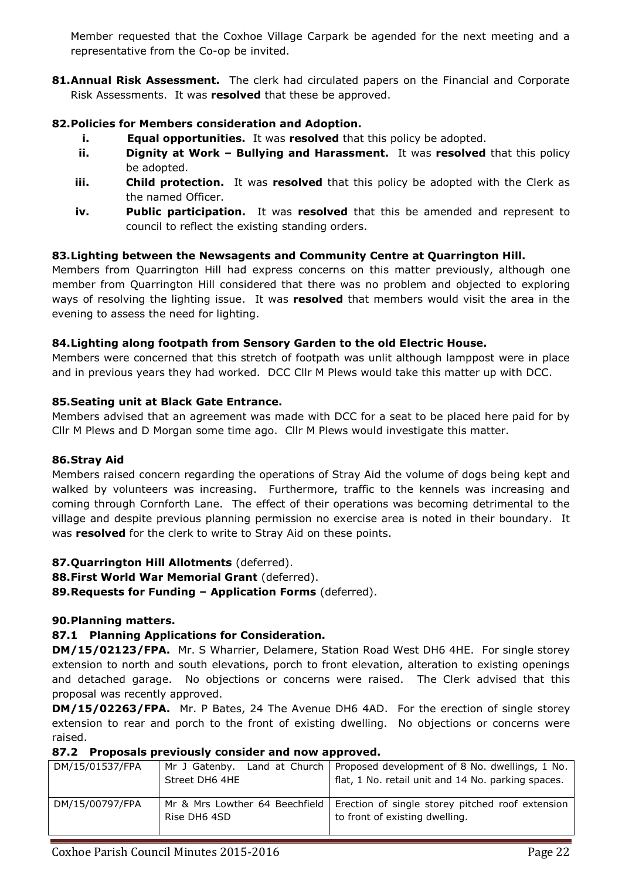Member requested that the Coxhoe Village Carpark be agended for the next meeting and a representative from the Co-op be invited.

**81. Annual Risk Assessment.** The clerk had circulated papers on the Financial and Corporate Risk Assessments. It was **resolved** that these be approved.

**82. Policies for Members consideration and Adoption.**

i. **Equal opportunities.** It was **resolved** that this policy be adopted.
ii. **Dignity at Work – Bullying and Harassment.** It was **resolved** that this policy be adopted.
iii. **Child protection.** It was **resolved** that this policy be adopted with the Clerk as the named Officer.
iv. **Public participation.** It was **resolved** that this be amended and represent to council to reflect the existing standing orders.

**83. Lighting between the Newsagents and Community Centre at Quarrington Hill.**

Members from Quarrington Hill had express concerns on this matter previously, although one member from Quarrington Hill considered that there was no problem and objected to exploring ways of resolving the lighting issue. It was **resolved** that members would visit the area in the evening to assess the need for lighting.

**84. Lighting along footpath from Sensory Garden to the old Electric House.**

Members were concerned that this stretch of footpath was unlit although lamppost were in place and in previous years they had worked. DCC Cllr M Plews would take this matter up with DCC.

**85. Seating unit at Black Gate Entrance.**

Members advised that an agreement was made with DCC for a seat to be placed here paid for by Cllr M Plews and D Morgan some time ago. Cllr M Plews would investigate this matter.

**86. Stray Aid**

Members raised concern regarding the operations of Stray Aid the volume of dogs being kept and walked by volunteers was increasing. Furthermore, traffic to the kennels was increasing and coming through Cornforth Lane. The effect of their operations was becoming detrimental to the village and despite previous planning permission no exercise area is noted in their boundary. It was **resolved** for the clerk to write to Stray Aid on these points.

**87. Quarrington Hill Allotments** (deferred).

**88. First World War Memorial Grant** (deferred).

**89. Requests for Funding – Application Forms** (deferred).

**90. Planning matters.**

**87.1 Planning Applications for Consideration.**

**DM/15/02123/FPA.** Mr. S Wharrier, Delamere, Station Road West DH6 4HE. For single storey extension to north and south elevations, porch to front elevation, alteration to existing openings and detached garage. No objections or concerns were raised. The Clerk advised that this proposal was recently approved.

**DM/15/02263/FPA.** Mr. P Bates, 24 The Avenue DH6 4AD. For the erection of single storey extension to rear and porch to the front of existing dwelling. No objections or concerns were raised.

**87.2 Proposals previously consider and now approved.**

| DM/15/01537/FPA | Mr J Gatenby. Land at Church Street DH6 4HE | Proposed development of 8 No. dwellings, 1 No. flat, 1 No. retail unit and 14 No. parking spaces. |
|---|---|---|
| DM/15/00797/FPA | Mr & Mrs Lowther 64 Beechfield Rise DH6 4SD | Erection of single storey pitched roof extension to front of existing dwelling. |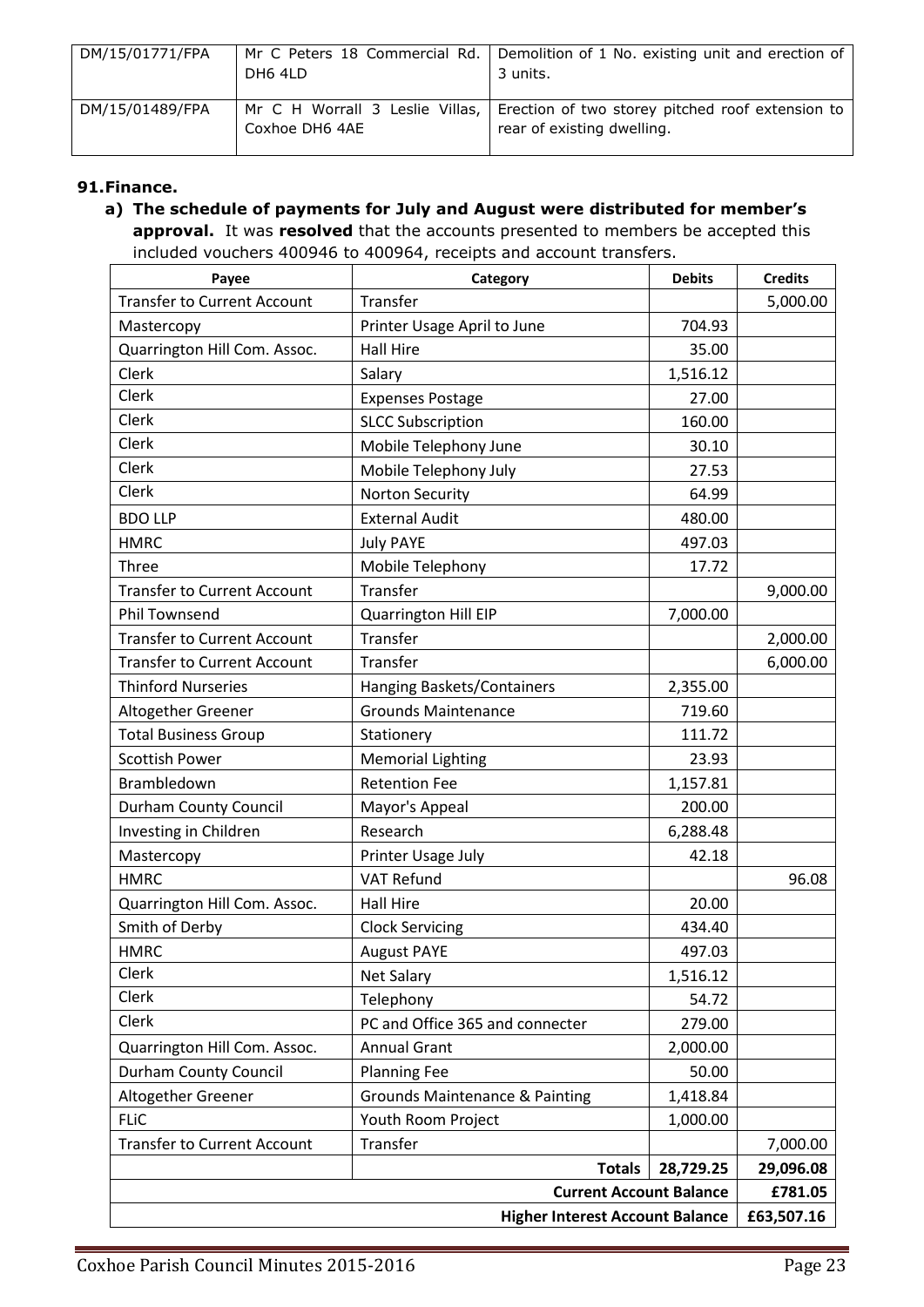| DM/15/01771/FPA | Mr C Peters 18 Commercial Rd. DH6 4LD | Demolition of 1 No. existing unit and erection of 3 units. |
|---|---|---|
| DM/15/01489/FPA | Mr C H Worrall 3 Leslie Villas, Coxhoe DH6 4AE | Erection of two storey pitched roof extension to rear of existing dwelling. |

**91. Finance.**

**a) The schedule of payments for July and August were distributed for member's approval.** It was **resolved** that the accounts presented to members be accepted this included vouchers 400946 to 400964, receipts and account transfers.

| Payee | Category | Debits | Credits |
|---|---|---|---|
| Transfer to Current Account | Transfer | | 5,000.00 |
| Mastercopy | Printer Usage April to June | 704.93 | |
| Quarrington Hill Com. Assoc. | Hall Hire | 35.00 | |
| Clerk | Salary | 1,516.12 | |
| Clerk | Expenses Postage | 27.00 | |
| Clerk | SLCC Subscription | 160.00 | |
| Clerk | Mobile Telephony June | 30.10 | |
| Clerk | Mobile Telephony July | 27.53 | |
| Clerk | Norton Security | 64.99 | |
| BDO LLP | External Audit | 480.00 | |
| HMRC | July PAYE | 497.03 | |
| Three | Mobile Telephony | 17.72 | |
| Transfer to Current Account | Transfer | | 9,000.00 |
| Phil Townsend | Quarrington Hill EIP | 7,000.00 | |
| Transfer to Current Account | Transfer | | 2,000.00 |
| Transfer to Current Account | Transfer | | 6,000.00 |
| Thinford Nurseries | Hanging Baskets/Containers | 2,355.00 | |
| Altogether Greener | Grounds Maintenance | 719.60 | |
| Total Business Group | Stationery | 111.72 | |
| Scottish Power | Memorial Lighting | 23.93 | |
| Brambledown | Retention Fee | 1,157.81 | |
| Durham County Council | Mayor's Appeal | 200.00 | |
| Investing in Children | Research | 6,288.48 | |
| Mastercopy | Printer Usage July | 42.18 | |
| HMRC | VAT Refund | | 96.08 |
| Quarrington Hill Com. Assoc. | Hall Hire | 20.00 | |
| Smith of Derby | Clock Servicing | 434.40 | |
| HMRC | August PAYE | 497.03 | |
| Clerk | Net Salary | 1,516.12 | |
| Clerk | Telephony | 54.72 | |
| Clerk | PC and Office 365 and connecter | 279.00 | |
| Quarrington Hill Com. Assoc. | Annual Grant | 2,000.00 | |
| Durham County Council | Planning Fee | 50.00 | |
| Altogether Greener | Grounds Maintenance & Painting | 1,418.84 | |
| FLiC | Youth Room Project | 1,000.00 | |
| Transfer to Current Account | Transfer | | 7,000.00 |
| | **Totals** | **28,729.25** | **29,096.08** |
| | | **Current Account Balance** | **£781.05** |
| | | **Higher Interest Account Balance** | **£63,507.16** |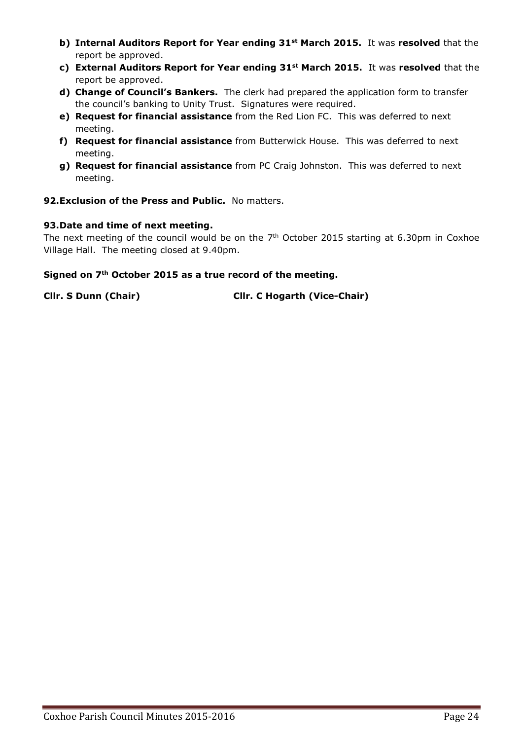- **b) Internal Auditors Report for Year ending 31st March 2015.** It was **resolved** that the report be approved.
- **c) External Auditors Report for Year ending 31st March 2015.** It was **resolved** that the report be approved.
- **d) Change of Council's Bankers.** The clerk had prepared the application form to transfer the council's banking to Unity Trust. Signatures were required.
- **e) Request for financial assistance** from the Red Lion FC. This was deferred to next meeting.
- **f) Request for financial assistance** from Butterwick House. This was deferred to next meeting.
- **g) Request for financial assistance** from PC Craig Johnston. This was deferred to next meeting.

**92. Exclusion of the Press and Public.** No matters.

**93. Date and time of next meeting.**

The next meeting of the council would be on the 7th October 2015 starting at 6.30pm in Coxhoe Village Hall. The meeting closed at 9.40pm.

**Signed on 7th October 2015 as a true record of the meeting.**

**Cllr. S Dunn (Chair)** **Cllr. C Hogarth (Vice-Chair)**